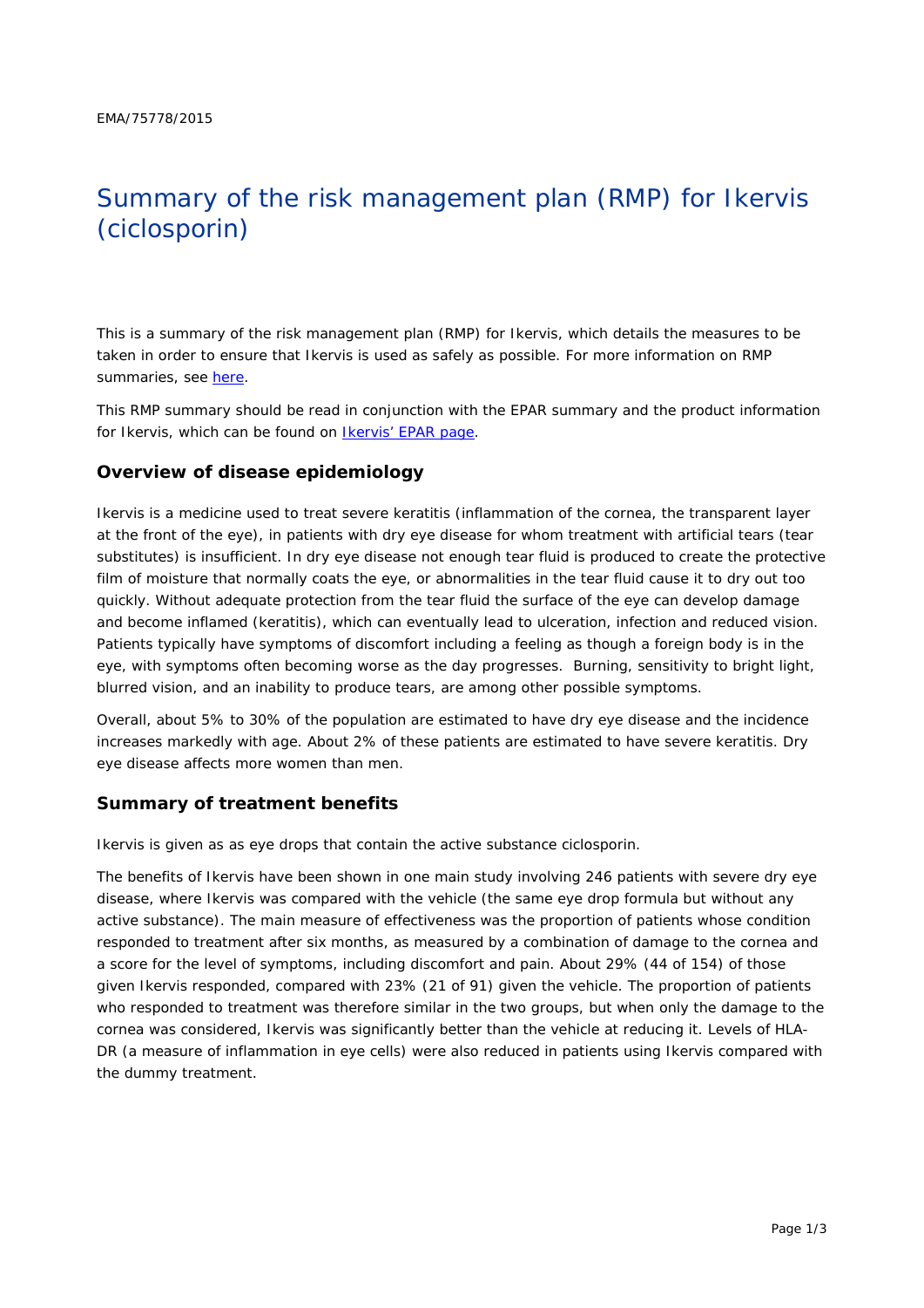EMA/75778/2015

# Summary of the risk management plan (RMP) for Ikervis (ciclosporin)

This is a summary of the risk management plan (RMP) for Ikervis, which details the measures to be taken in order to ensure that Ikervis is used as safely as possible. For more information on RMP summaries, see here.

This RMP summary should be read in conjunction with the EPAR summary and the product information for Ikervis, which can be found on Ikervis' EPAR page.

## Overview of disease epidemiology

Ikervis is a medicine used to treat severe keratitis (inflammation of the cornea, the transparent layer at the front of the eye), in patients with dry eye disease for whom treatment with artificial tears (tear substitutes) is insufficient. In dry eye disease not enough tear fluid is produced to create the protective film of moisture that normally coats the eye, or abnormalities in the tear fluid cause it to dry out too quickly. Without adequate protection from the tear fluid the surface of the eye can develop damage and become inflamed (keratitis), which can eventually lead to ulceration, infection and reduced vision. Patients typically have symptoms of discomfort including a feeling as though a foreign body is in the eye, with symptoms often becoming worse as the day progresses. Burning, sensitivity to bright light, blurred vision, and an inability to produce tears, are among other possible symptoms.

Overall, about 5% to 30% of the population are estimated to have dry eye disease and the incidence increases markedly with age. About 2% of these patients are estimated to have severe keratitis. Dry eye disease affects more women than men.

## Summary of treatment benefits

Ikervis is given as as eye drops that contain the active substance ciclosporin.

The benefits of Ikervis have been shown in one main study involving 246 patients with severe dry eye disease, where Ikervis was compared with the vehicle (the same eye drop formula but without any active substance). The main measure of effectiveness was the proportion of patients whose condition responded to treatment after six months, as measured by a combination of damage to the cornea and a score for the level of symptoms, including discomfort and pain. About 29% (44 of 154) of those given Ikervis responded, compared with 23% (21 of 91) given the vehicle. The proportion of patients who responded to treatment was therefore similar in the two groups, but when only the damage to the cornea was considered, Ikervis was significantly better than the vehicle at reducing it. Levels of HLA-DR (a measure of inflammation in eye cells) were also reduced in patients using Ikervis compared with the dummy treatment.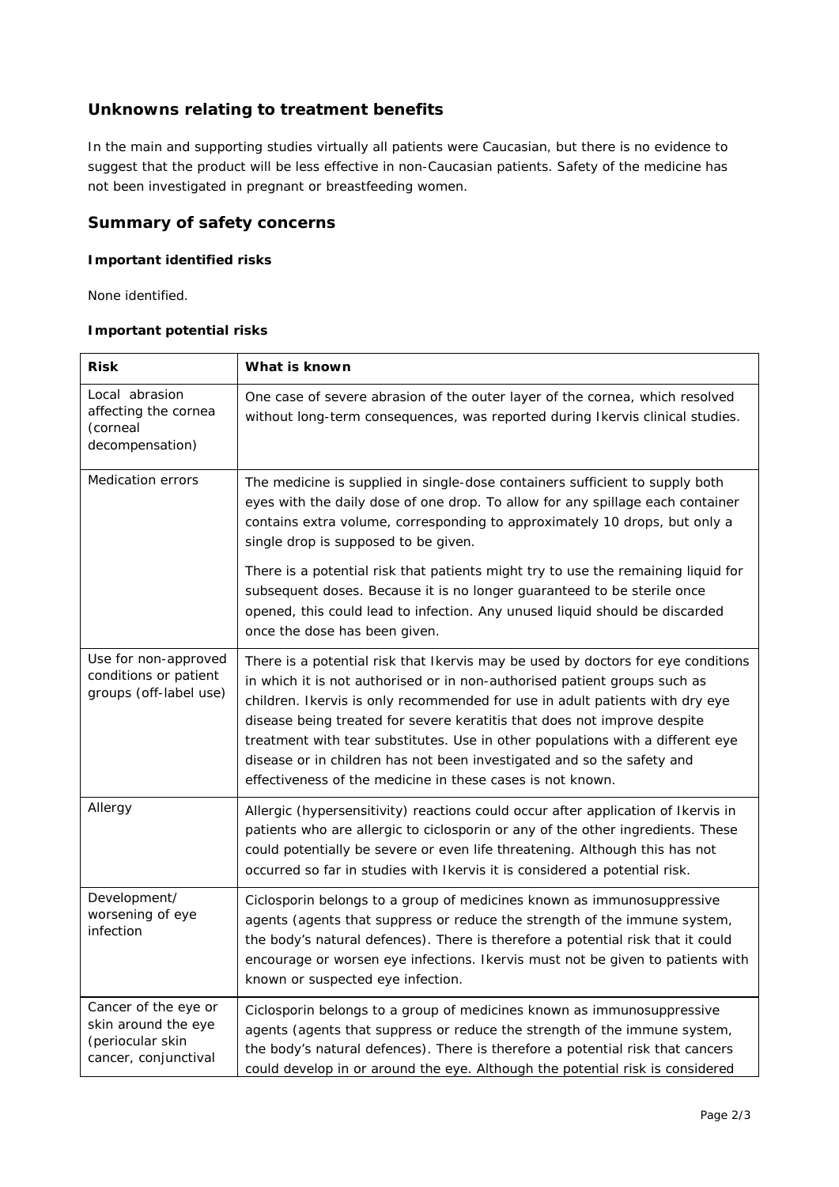## Unknowns relating to treatment benefits

In the main and supporting studies virtually all patients were Caucasian, but there is no evidence to suggest that the product will be less effective in non-Caucasian patients. Safety of the medicine has not been investigated in pregnant or breastfeeding women.

## Summary of safety concerns

### Important identified risks

None identified.

### Important potential risks

| Risk | What is known |
|---|---|
| Local abrasion affecting the cornea (corneal decompensation) | One case of severe abrasion of the outer layer of the cornea, which resolved without long-term consequences, was reported during Ikervis clinical studies. |
| Medication errors | The medicine is supplied in single-dose containers sufficient to supply both eyes with the daily dose of one drop. To allow for any spillage each container contains extra volume, corresponding to approximately 10 drops, but only a single drop is supposed to be given.<br><br>There is a potential risk that patients might try to use the remaining liquid for subsequent doses. Because it is no longer guaranteed to be sterile once opened, this could lead to infection. Any unused liquid should be discarded once the dose has been given. |
| Use for non-approved conditions or patient groups (off-label use) | There is a potential risk that Ikervis may be used by doctors for eye conditions in which it is not authorised or in non-authorised patient groups such as children. Ikervis is only recommended for use in adult patients with dry eye disease being treated for severe keratitis that does not improve despite treatment with tear substitutes. Use in other populations with a different eye disease or in children has not been investigated and so the safety and effectiveness of the medicine in these cases is not known. |
| Allergy | Allergic (hypersensitivity) reactions could occur after application of Ikervis in patients who are allergic to ciclosporin or any of the other ingredients. These could potentially be severe or even life threatening. Although this has not occurred so far in studies with Ikervis it is considered a potential risk. |
| Development/ worsening of eye infection | Ciclosporin belongs to a group of medicines known as immunosuppressive agents (agents that suppress or reduce the strength of the immune system, the body's natural defences). There is therefore a potential risk that it could encourage or worsen eye infections. Ikervis must not be given to patients with known or suspected eye infection. |
| Cancer of the eye or skin around the eye (periocular skin cancer, conjunctival | Ciclosporin belongs to a group of medicines known as immunosuppressive agents (agents that suppress or reduce the strength of the immune system, the body's natural defences). There is therefore a potential risk that cancers could develop in or around the eye. Although the potential risk is considered |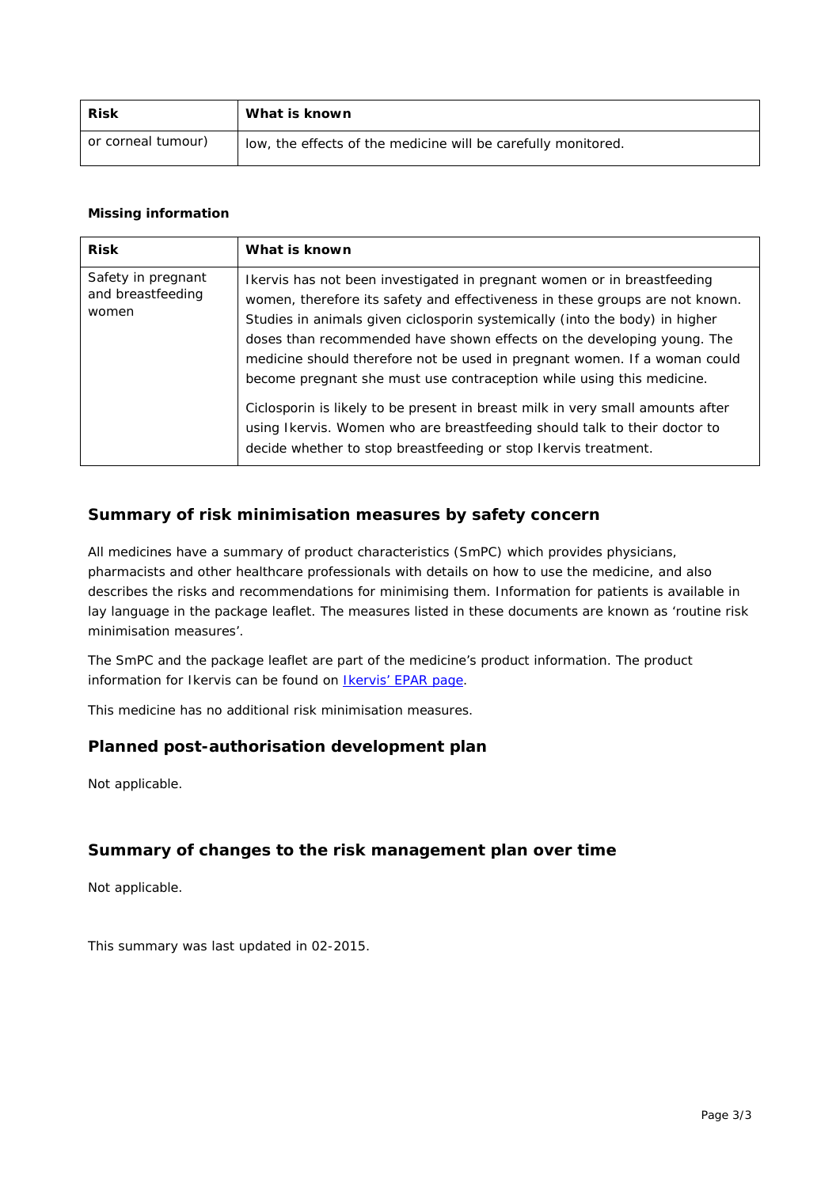| Risk | What is known |
|---|---|
| or corneal tumour) | low, the effects of the medicine will be carefully monitored. |

**Missing information**

| Risk | What is known |
|---|---|
| Safety in pregnant and breastfeeding women | Ikervis has not been investigated in pregnant women or in breastfeeding women, therefore its safety and effectiveness in these groups are not known. Studies in animals given ciclosporin systemically (into the body) in higher doses than recommended have shown effects on the developing young. The medicine should therefore not be used in pregnant women. If a woman could become pregnant she must use contraception while using this medicine. Ciclosporin is likely to be present in breast milk in very small amounts after using Ikervis. Women who are breastfeeding should talk to their doctor to decide whether to stop breastfeeding or stop Ikervis treatment. |

## Summary of risk minimisation measures by safety concern

All medicines have a summary of product characteristics (SmPC) which provides physicians, pharmacists and other healthcare professionals with details on how to use the medicine, and also describes the risks and recommendations for minimising them. Information for patients is available in lay language in the package leaflet. The measures listed in these documents are known as 'routine risk minimisation measures'.

The SmPC and the package leaflet are part of the medicine's product information. The product information for Ikervis can be found on Ikervis' EPAR page.

This medicine has no additional risk minimisation measures.

## Planned post-authorisation development plan

Not applicable.

## Summary of changes to the risk management plan over time

Not applicable.

This summary was last updated in 02-2015.